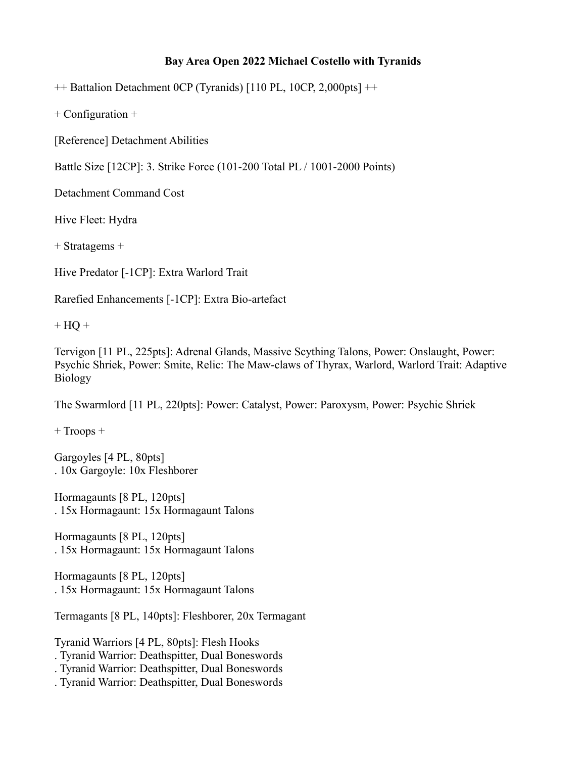**Bay Area Open 2022 Michael Costello with Tyranids**

++ Battalion Detachment 0CP (Tyranids) [110 PL, 10CP, 2,000pts] ++

+ Configuration +

[Reference] Detachment Abilities

Battle Size [12CP]: 3. Strike Force (101-200 Total PL / 1001-2000 Points)

Detachment Command Cost

Hive Fleet: Hydra

+ Stratagems +

Hive Predator [-1CP]: Extra Warlord Trait

Rarefied Enhancements [-1CP]: Extra Bio-artefact

+ HQ +

Tervigon [11 PL, 225pts]: Adrenal Glands, Massive Scything Talons, Power: Onslaught, Power: Psychic Shriek, Power: Smite, Relic: The Maw-claws of Thyrax, Warlord, Warlord Trait: Adaptive Biology

The Swarmlord [11 PL, 220pts]: Power: Catalyst, Power: Paroxysm, Power: Psychic Shriek

+ Troops +

Gargoyles [4 PL, 80pts]
. 10x Gargoyle: 10x Fleshborer

Hormagaunts [8 PL, 120pts]
. 15x Hormagaunt: 15x Hormagaunt Talons

Hormagaunts [8 PL, 120pts]
. 15x Hormagaunt: 15x Hormagaunt Talons

Hormagaunts [8 PL, 120pts]
. 15x Hormagaunt: 15x Hormagaunt Talons

Termagants [8 PL, 140pts]: Fleshborer, 20x Termagant

Tyranid Warriors [4 PL, 80pts]: Flesh Hooks
. Tyranid Warrior: Deathspitter, Dual Boneswords
. Tyranid Warrior: Deathspitter, Dual Boneswords
. Tyranid Warrior: Deathspitter, Dual Boneswords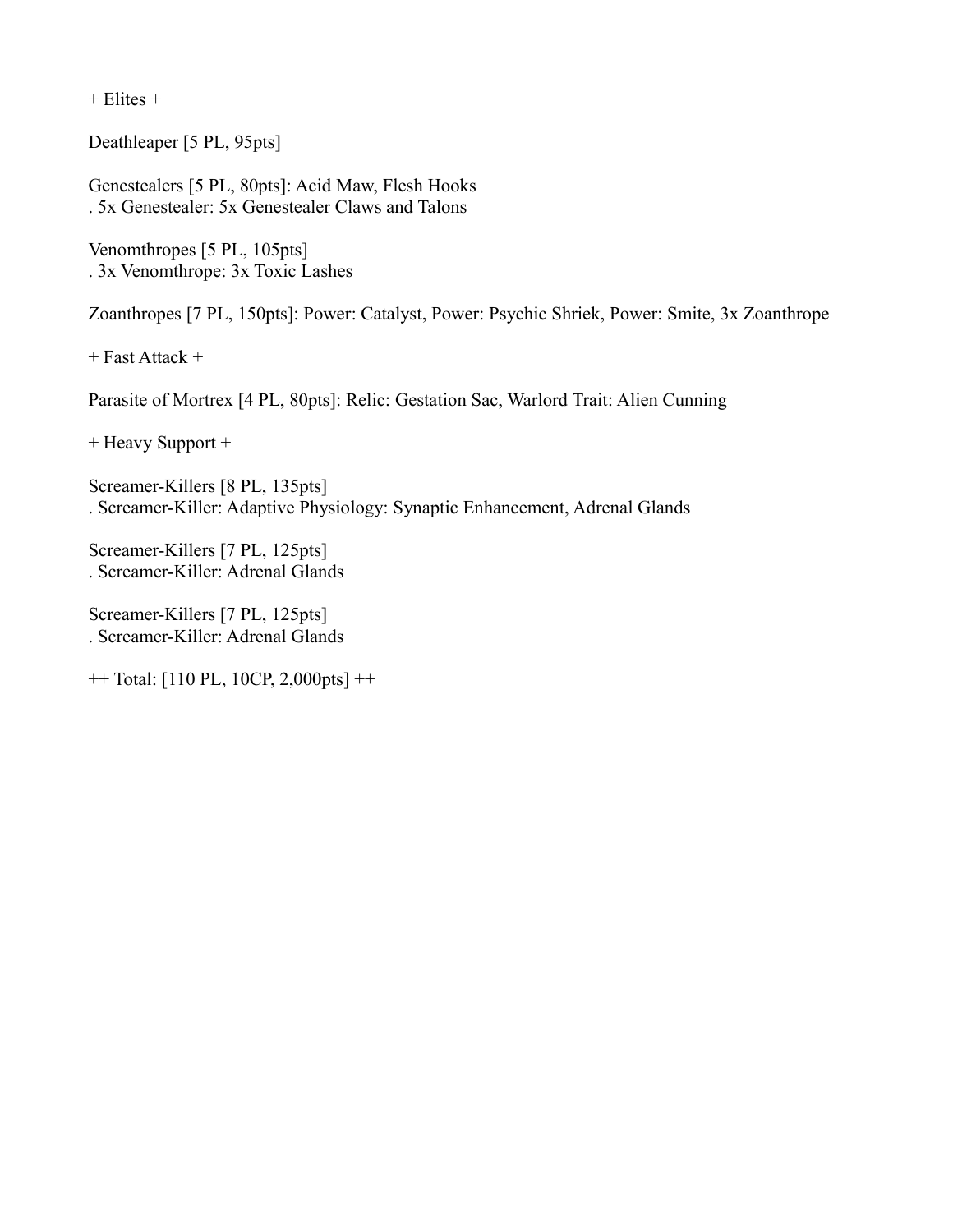+ Elites +

Deathleaper [5 PL, 95pts]

Genestealers [5 PL, 80pts]: Acid Maw, Flesh Hooks
. 5x Genestealer: 5x Genestealer Claws and Talons

Venomthropes [5 PL, 105pts]
. 3x Venomthrope: 3x Toxic Lashes

Zoanthropes [7 PL, 150pts]: Power: Catalyst, Power: Psychic Shriek, Power: Smite, 3x Zoanthrope

+ Fast Attack +

Parasite of Mortrex [4 PL, 80pts]: Relic: Gestation Sac, Warlord Trait: Alien Cunning

+ Heavy Support +

Screamer-Killers [8 PL, 135pts]
. Screamer-Killer: Adaptive Physiology: Synaptic Enhancement, Adrenal Glands

Screamer-Killers [7 PL, 125pts]
. Screamer-Killer: Adrenal Glands

Screamer-Killers [7 PL, 125pts]
. Screamer-Killer: Adrenal Glands

++ Total: [110 PL, 10CP, 2,000pts] ++